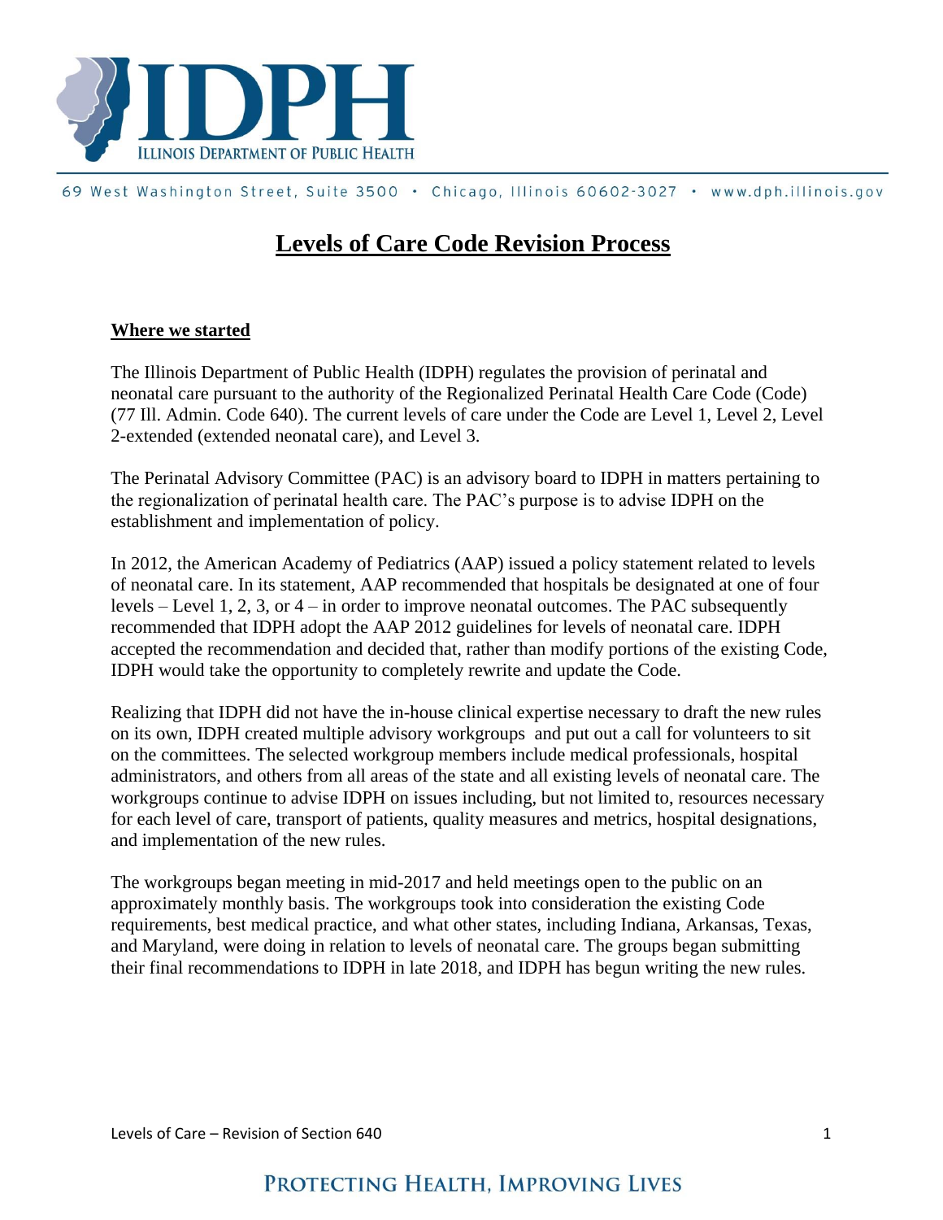# Levels of Care Code Revision Process

## Where we started

The Illinois Department of Public Health (IDPH) regulates the provision of perinatal and neonatal care pursuant to the authority of the Regionalized Perinatal Health Care Code (Code) (77 Ill. Admin. Code 640). The current levels of care under the Code are Level 1, Level 2, Level 2-extended (extended neonatal care), and Level 3.

The Perinatal Advisory Committee (PAC) is an advisory board to IDPH in matters pertaining to the regionalization of perinatal health care. The PAC's purpose is to advise IDPH on the establishment and implementation of policy.

In 2012, the American Academy of Pediatrics (AAP) issued a policy statement related to levels of neonatal care. In its statement, AAP recommended that hospitals be designated at one of four levels – Level 1, 2, 3, or 4 – in order to improve neonatal outcomes. The PAC subsequently recommended that IDPH adopt the AAP 2012 guidelines for levels of neonatal care. IDPH accepted the recommendation and decided that, rather than modify portions of the existing Code, IDPH would take the opportunity to completely rewrite and update the Code.

Realizing that IDPH did not have the in-house clinical expertise necessary to draft the new rules on its own, IDPH created multiple advisory workgroups and put out a call for volunteers to sit on the committees. The selected workgroup members include medical professionals, hospital administrators, and others from all areas of the state and all existing levels of neonatal care. The workgroups continue to advise IDPH on issues including, but not limited to, resources necessary for each level of care, transport of patients, quality measures and metrics, hospital designations, and implementation of the new rules.

The workgroups began meeting in mid-2017 and held meetings open to the public on an approximately monthly basis. The workgroups took into consideration the existing Code requirements, best medical practice, and what other states, including Indiana, Arkansas, Texas, and Maryland, were doing in relation to levels of neonatal care. The groups began submitting their final recommendations to IDPH in late 2018, and IDPH has begun writing the new rules.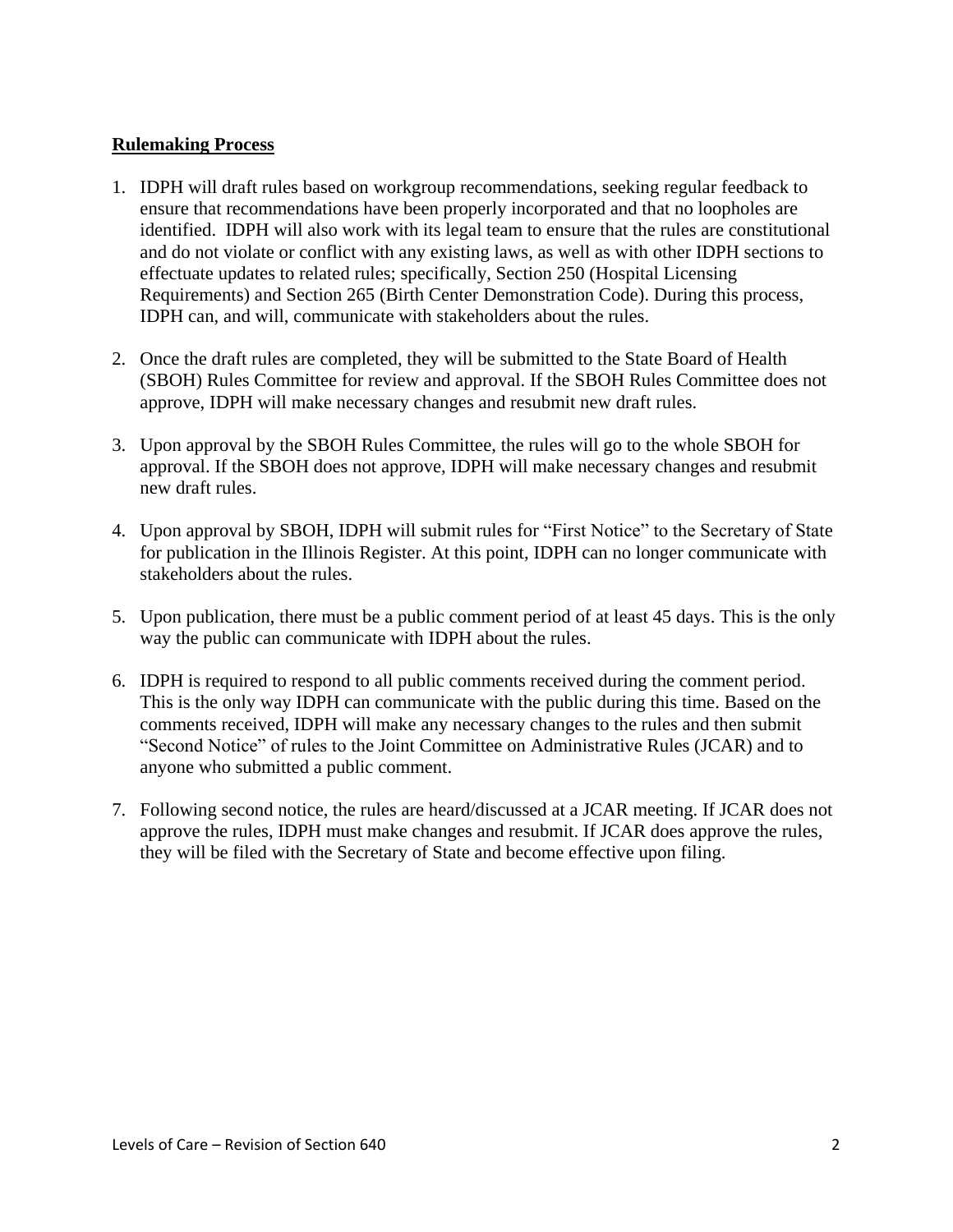## Rulemaking Process

1. IDPH will draft rules based on workgroup recommendations, seeking regular feedback to ensure that recommendations have been properly incorporated and that no loopholes are identified. IDPH will also work with its legal team to ensure that the rules are constitutional and do not violate or conflict with any existing laws, as well as with other IDPH sections to effectuate updates to related rules; specifically, Section 250 (Hospital Licensing Requirements) and Section 265 (Birth Center Demonstration Code). During this process, IDPH can, and will, communicate with stakeholders about the rules.

2. Once the draft rules are completed, they will be submitted to the State Board of Health (SBOH) Rules Committee for review and approval. If the SBOH Rules Committee does not approve, IDPH will make necessary changes and resubmit new draft rules.

3. Upon approval by the SBOH Rules Committee, the rules will go to the whole SBOH for approval. If the SBOH does not approve, IDPH will make necessary changes and resubmit new draft rules.

4. Upon approval by SBOH, IDPH will submit rules for "First Notice" to the Secretary of State for publication in the Illinois Register. At this point, IDPH can no longer communicate with stakeholders about the rules.

5. Upon publication, there must be a public comment period of at least 45 days. This is the only way the public can communicate with IDPH about the rules.

6. IDPH is required to respond to all public comments received during the comment period. This is the only way IDPH can communicate with the public during this time. Based on the comments received, IDPH will make any necessary changes to the rules and then submit "Second Notice" of rules to the Joint Committee on Administrative Rules (JCAR) and to anyone who submitted a public comment.

7. Following second notice, the rules are heard/discussed at a JCAR meeting. If JCAR does not approve the rules, IDPH must make changes and resubmit. If JCAR does approve the rules, they will be filed with the Secretary of State and become effective upon filing.